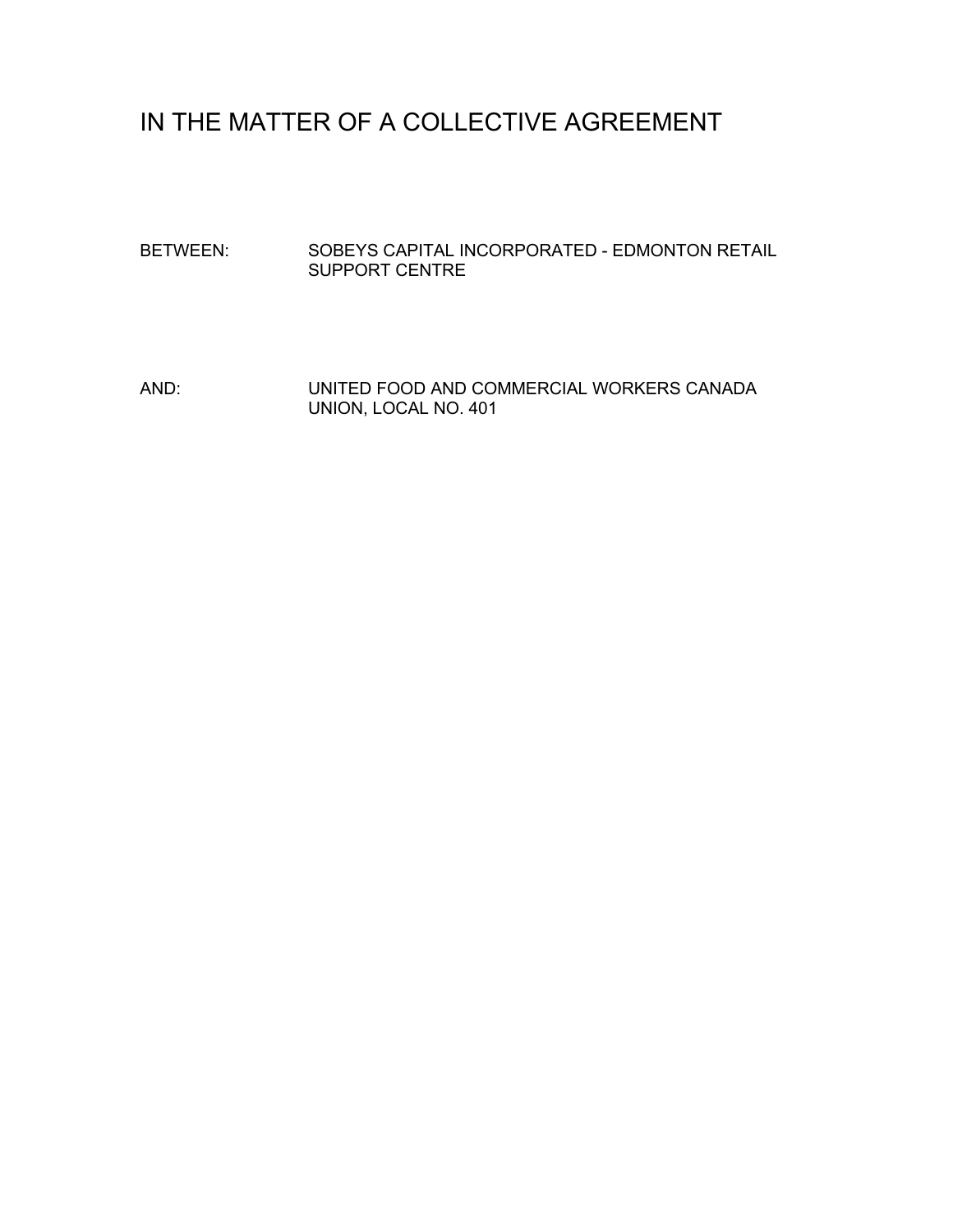# IN THE MATTER OF A COLLECTIVE AGREEMENT

BETWEEN: SOBEYS CAPITAL INCORPORATED - EDMONTON RETAIL SUPPORT CENTRE

AND: UNITED FOOD AND COMMERCIAL WORKERS CANADA UNION, LOCAL NO. 401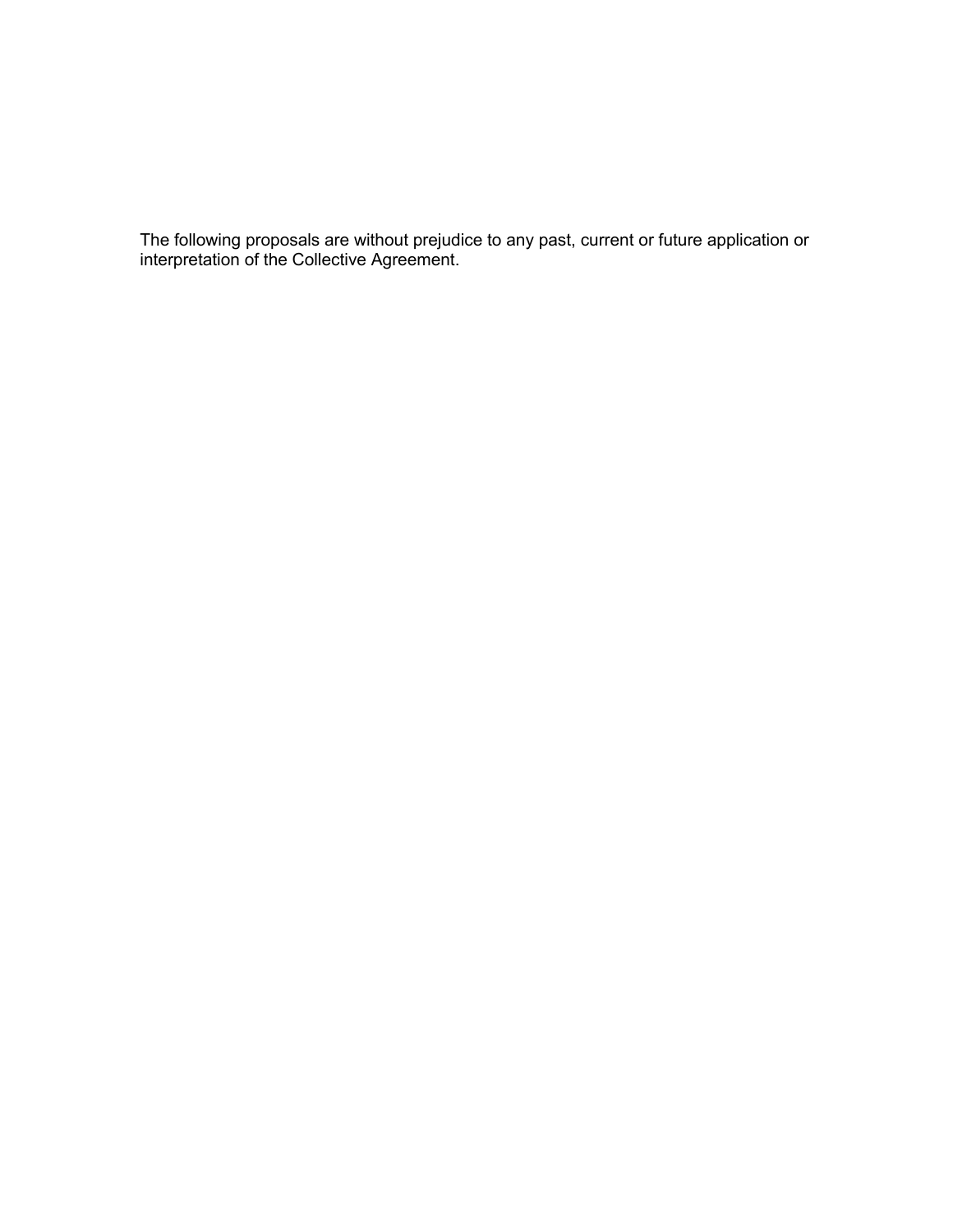The following proposals are without prejudice to any past, current or future application or interpretation of the Collective Agreement.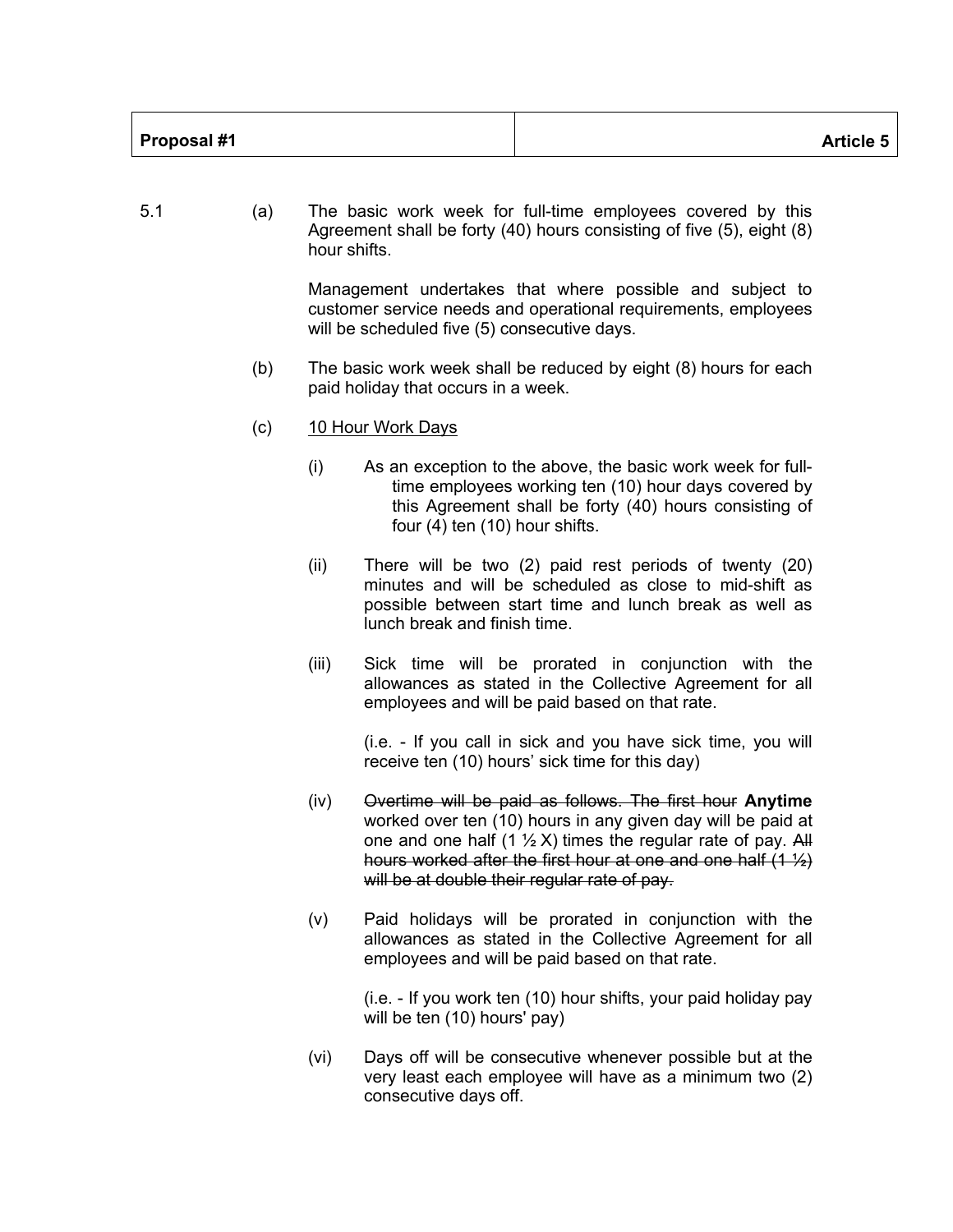| Proposal #1 | Article 5 |
|---|---|

5.1 (a) The basic work week for full-time employees covered by this Agreement shall be forty (40) hours consisting of five (5), eight (8) hour shifts.

Management undertakes that where possible and subject to customer service needs and operational requirements, employees will be scheduled five (5) consecutive days.

(b) The basic work week shall be reduced by eight (8) hours for each paid holiday that occurs in a week.

(c) <u>10 Hour Work Days</u>

(i) As an exception to the above, the basic work week for full-time employees working ten (10) hour days covered by this Agreement shall be forty (40) hours consisting of four (4) ten (10) hour shifts.

(ii) There will be two (2) paid rest periods of twenty (20) minutes and will be scheduled as close to mid-shift as possible between start time and lunch break as well as lunch break and finish time.

(iii) Sick time will be prorated in conjunction with the allowances as stated in the Collective Agreement for all employees and will be paid based on that rate.

(i.e. - If you call in sick and you have sick time, you will receive ten (10) hours' sick time for this day)

(iv) ~~Overtime will be paid as follows. The first hour~~ **Anytime** worked over ten (10) hours in any given day will be paid at one and one half (1 ½ X) times the regular rate of pay. ~~All hours worked after the first hour at one and one half (1 ½) will be at double their regular rate of pay.~~

(v) Paid holidays will be prorated in conjunction with the allowances as stated in the Collective Agreement for all employees and will be paid based on that rate.

(i.e. - If you work ten (10) hour shifts, your paid holiday pay will be ten (10) hours' pay)

(vi) Days off will be consecutive whenever possible but at the very least each employee will have as a minimum two (2) consecutive days off.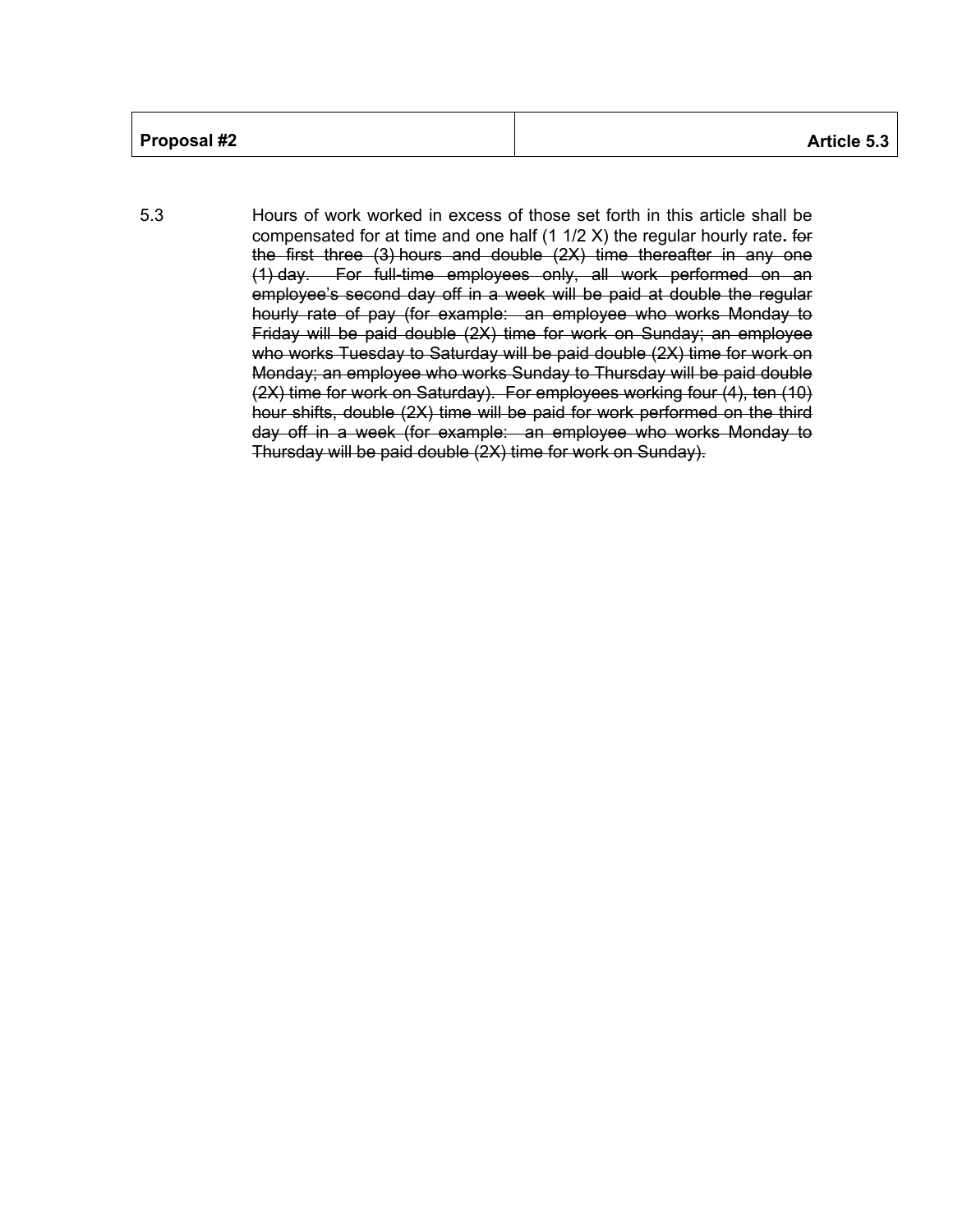| Proposal #2 | Article 5.3 |
|---|---|

5.3 Hours of work worked in excess of those set forth in this article shall be compensated for at time and one half (1 1/2 X) the regular hourly rate. ~~for the first three (3) hours and double (2X) time thereafter in any one (1) day. For full-time employees only, all work performed on an employee's second day off in a week will be paid at double the regular hourly rate of pay (for example: an employee who works Monday to Friday will be paid double (2X) time for work on Sunday; an employee who works Tuesday to Saturday will be paid double (2X) time for work on Monday; an employee who works Sunday to Thursday will be paid double (2X) time for work on Saturday). For employees working four (4), ten (10) hour shifts, double (2X) time will be paid for work performed on the third day off in a week (for example: an employee who works Monday to Thursday will be paid double (2X) time for work on Sunday).~~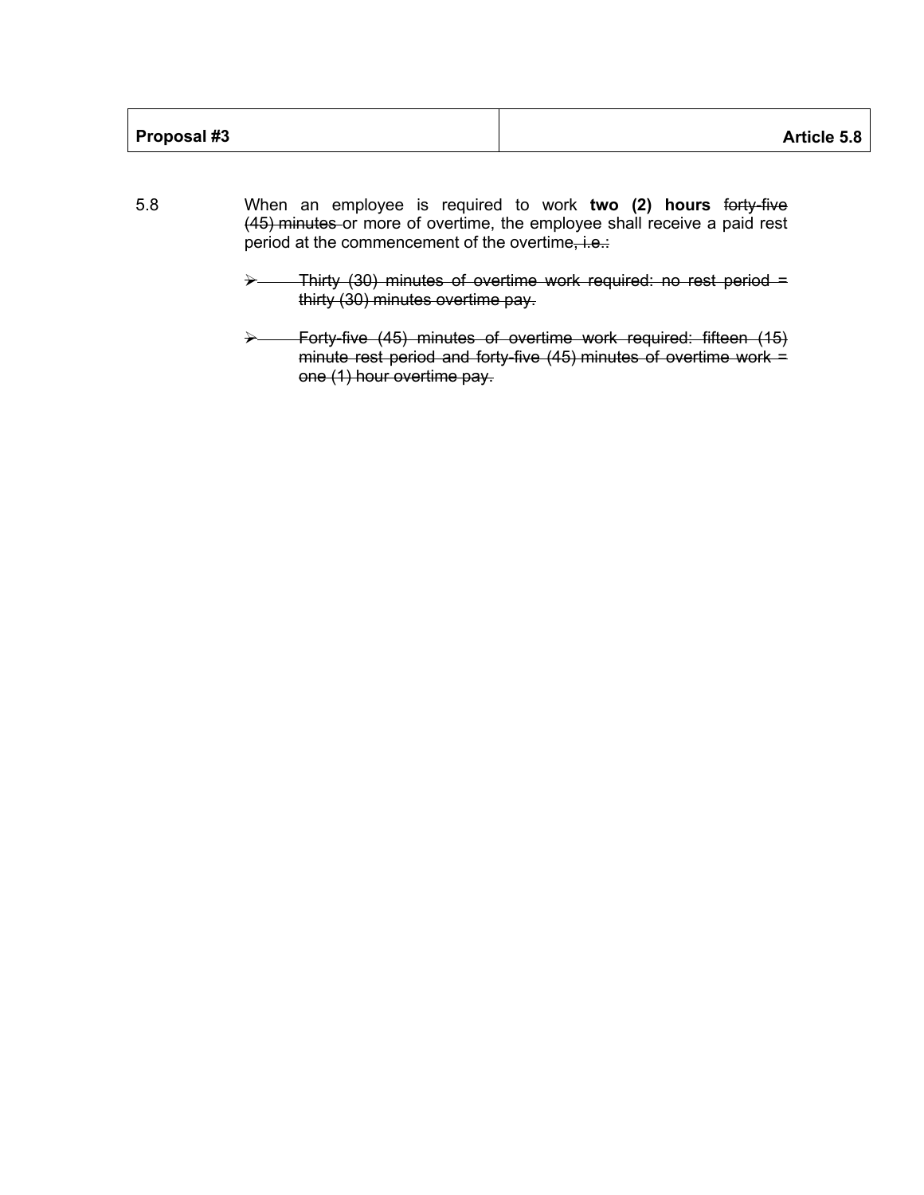| **Proposal #3** | **Article 5.8** |
|---|---|

5.8 When an employee is required to work **two (2) hours** ~~forty-five (45) minutes~~ or more of overtime, the employee shall receive a paid rest period at the commencement of the overtime~~, i.e.:~~

- ~~Thirty (30) minutes of overtime work required: no rest period = thirty (30) minutes overtime pay.~~
- ~~Forty-five (45) minutes of overtime work required: fifteen (15) minute rest period and forty-five (45) minutes of overtime work = one (1) hour overtime pay.~~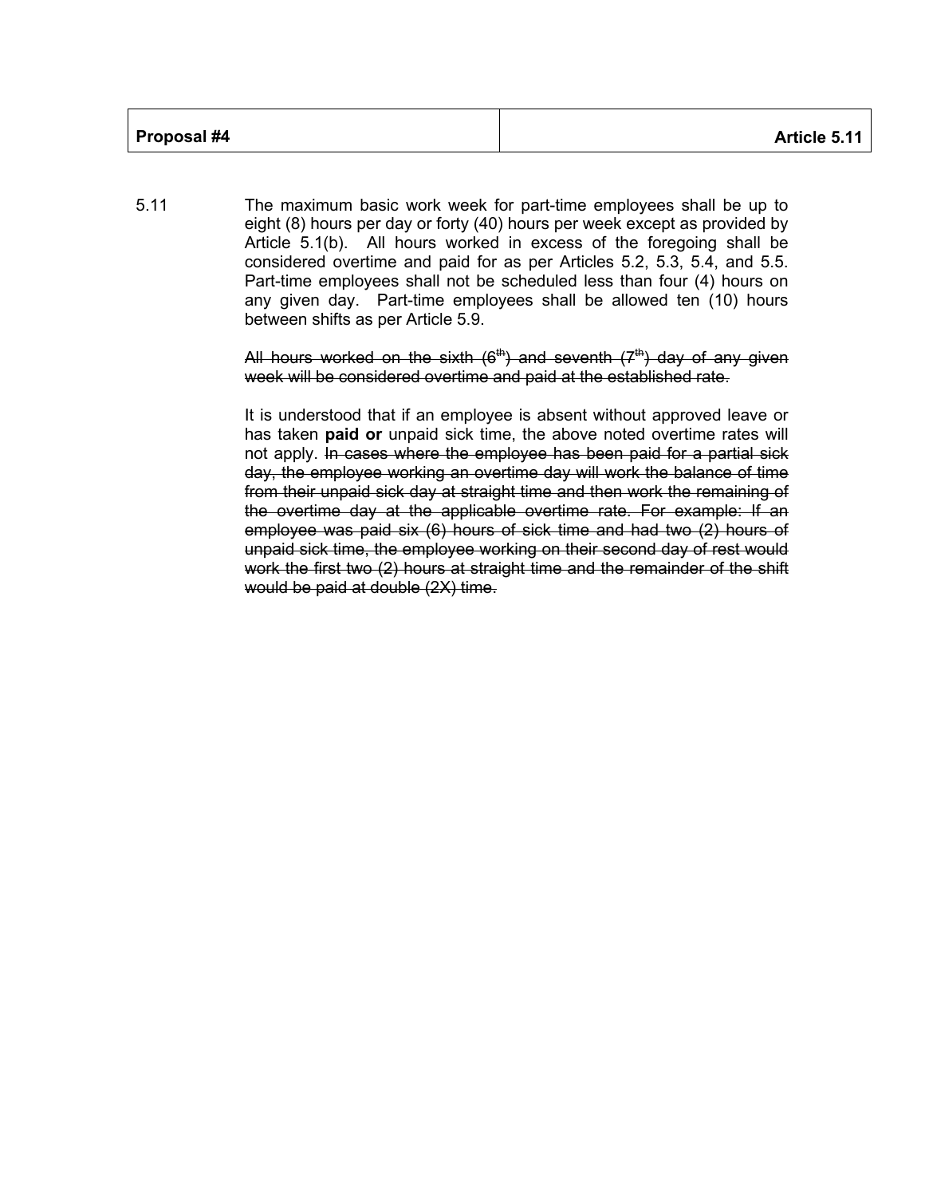| Proposal #4 | Article 5.11 |
|---|---|

5.11 The maximum basic work week for part-time employees shall be up to eight (8) hours per day or forty (40) hours per week except as provided by Article 5.1(b). All hours worked in excess of the foregoing shall be considered overtime and paid for as per Articles 5.2, 5.3, 5.4, and 5.5. Part-time employees shall not be scheduled less than four (4) hours on any given day. Part-time employees shall be allowed ten (10) hours between shifts as per Article 5.9.

~~All hours worked on the sixth (6th) and seventh (7th) day of any given week will be considered overtime and paid at the established rate.~~

It is understood that if an employee is absent without approved leave or has taken **paid or** unpaid sick time, the above noted overtime rates will not apply. ~~In cases where the employee has been paid for a partial sick day, the employee working an overtime day will work the balance of time from their unpaid sick day at straight time and then work the remaining of the overtime day at the applicable overtime rate. For example: If an employee was paid six (6) hours of sick time and had two (2) hours of unpaid sick time, the employee working on their second day of rest would work the first two (2) hours at straight time and the remainder of the shift would be paid at double (2X) time.~~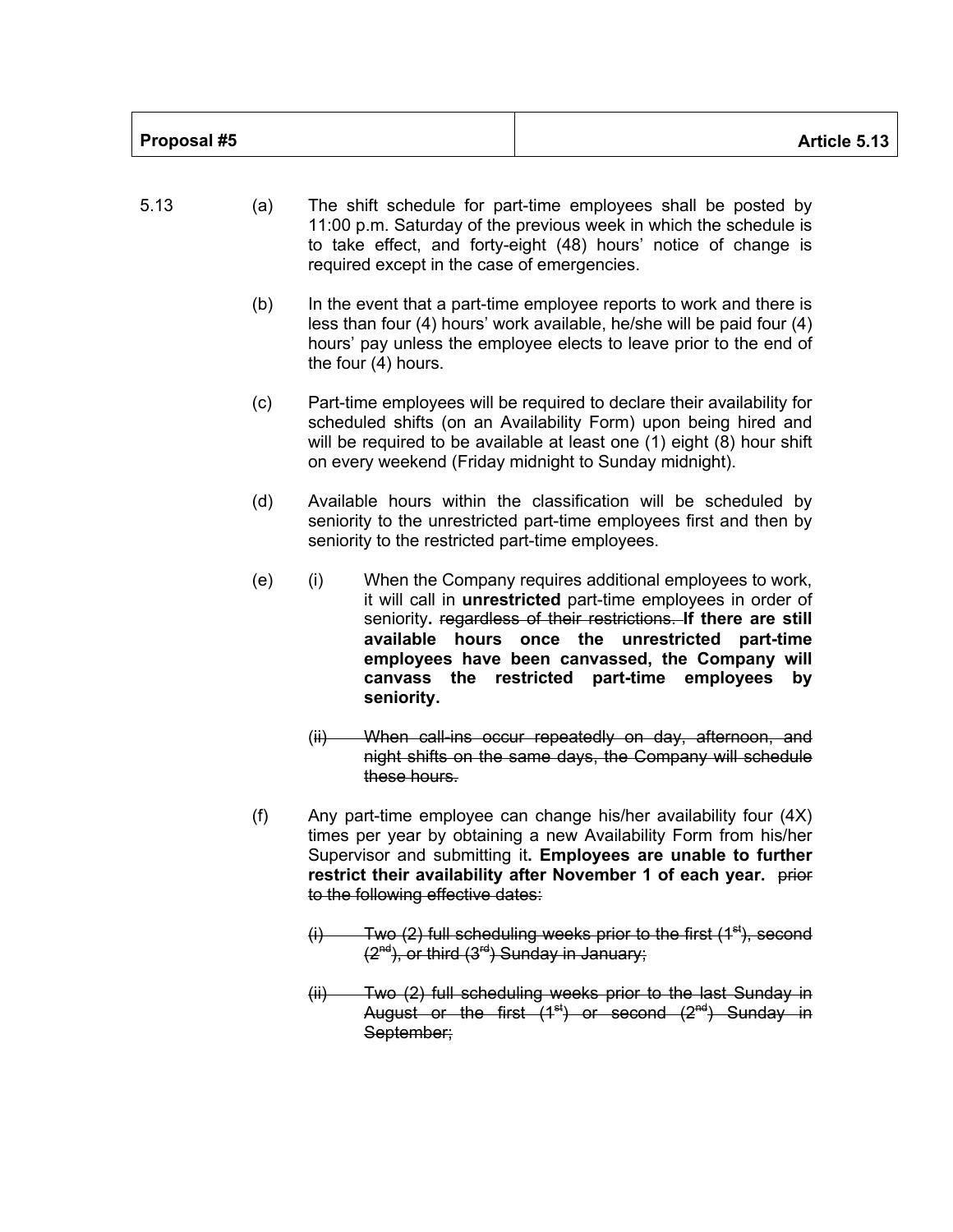| **Proposal #5** | **Article 5.13** |
|---|---|

5.13 (a) The shift schedule for part-time employees shall be posted by 11:00 p.m. Saturday of the previous week in which the schedule is to take effect, and forty-eight (48) hours' notice of change is required except in the case of emergencies.

(b) In the event that a part-time employee reports to work and there is less than four (4) hours' work available, he/she will be paid four (4) hours' pay unless the employee elects to leave prior to the end of the four (4) hours.

(c) Part-time employees will be required to declare their availability for scheduled shifts (on an Availability Form) upon being hired and will be required to be available at least one (1) eight (8) hour shift on every weekend (Friday midnight to Sunday midnight).

(d) Available hours within the classification will be scheduled by seniority to the unrestricted part-time employees first and then by seniority to the restricted part-time employees.

(e) (i) When the Company requires additional employees to work, it will call in **unrestricted** part-time employees in order of seniority**.** ~~regardless of their restrictions.~~ **If there are still available hours once the unrestricted part-time employees have been canvassed, the Company will canvass the restricted part-time employees by seniority.**

~~(ii) When call-ins occur repeatedly on day, afternoon, and night shifts on the same days, the Company will schedule these hours.~~

(f) Any part-time employee can change his/her availability four (4X) times per year by obtaining a new Availability Form from his/her Supervisor and submitting it**. Employees are unable to further restrict their availability after November 1 of each year.** ~~prior to the following effective dates:~~

~~(i) Two (2) full scheduling weeks prior to the first (1st), second (2nd), or third (3rd) Sunday in January;~~

~~(ii) Two (2) full scheduling weeks prior to the last Sunday in August or the first (1st) or second (2nd) Sunday in September;~~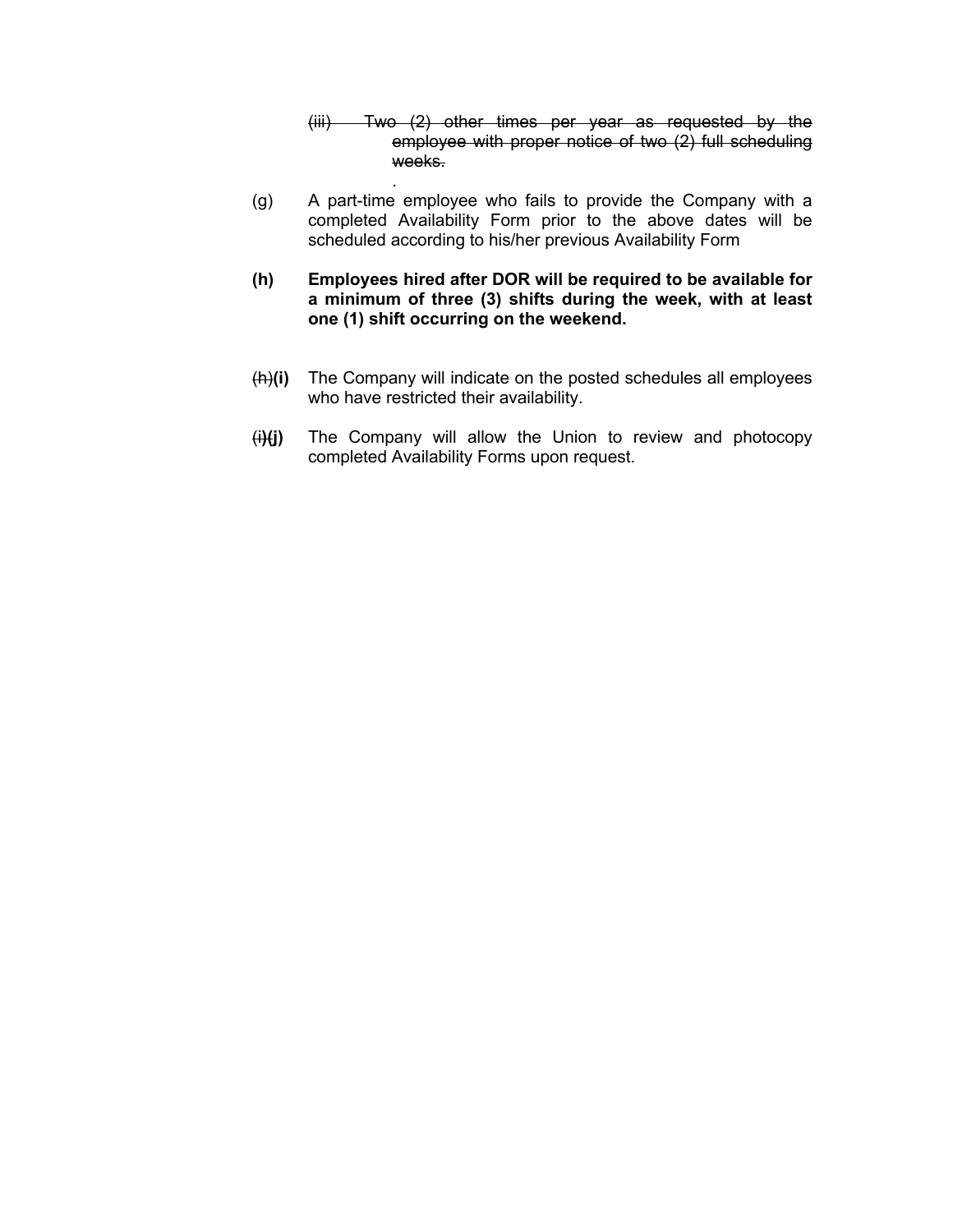~~(iii) Two (2) other times per year as requested by the employee with proper notice of two (2) full scheduling weeks.~~

.

(g) A part-time employee who fails to provide the Company with a completed Availability Form prior to the above dates will be scheduled according to his/her previous Availability Form

**(h) Employees hired after DOR will be required to be available for a minimum of three (3) shifts during the week, with at least one (1) shift occurring on the weekend.**

~~(h)~~**(i)** The Company will indicate on the posted schedules all employees who have restricted their availability.

~~(i)~~**(j)** The Company will allow the Union to review and photocopy completed Availability Forms upon request.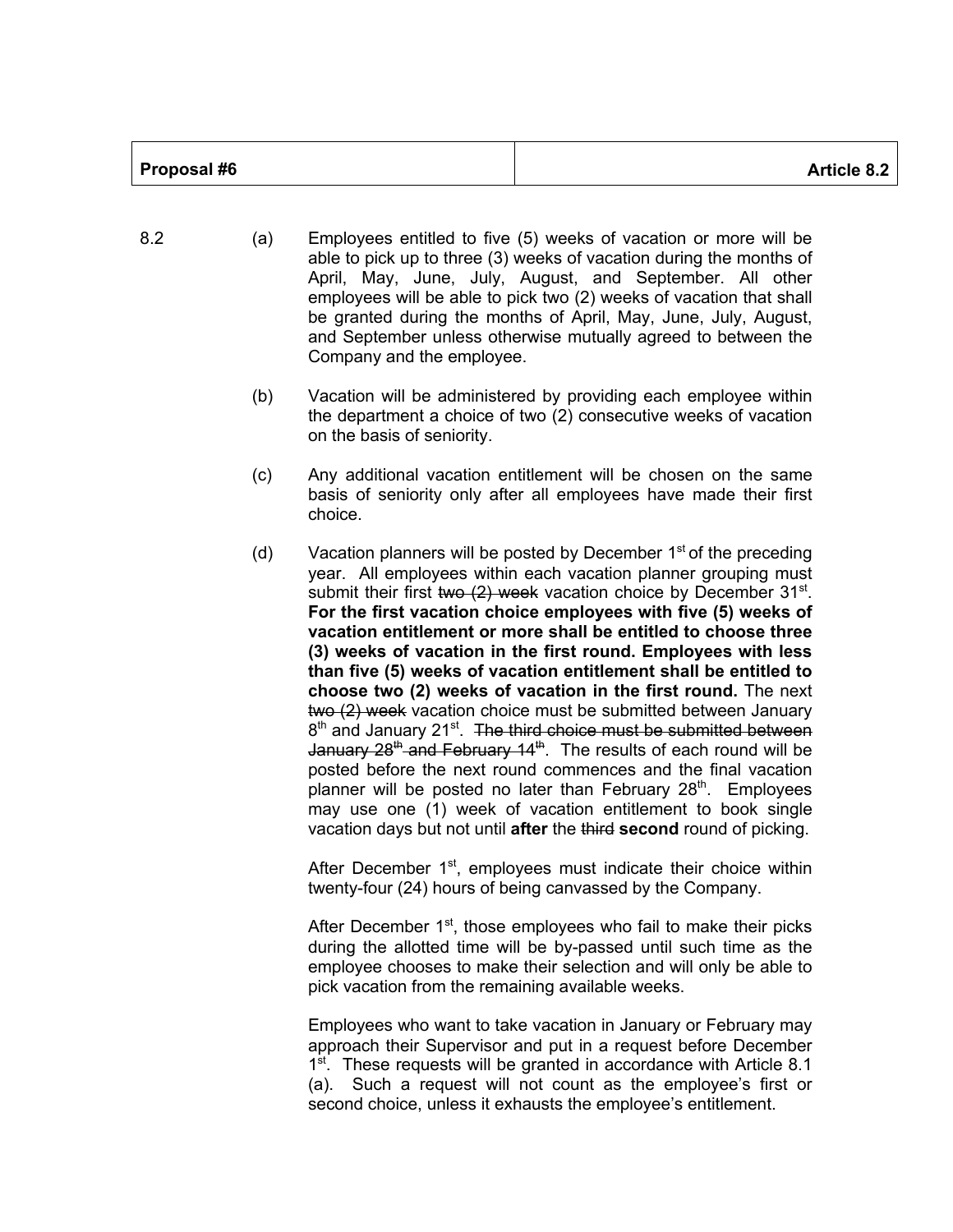| Proposal #6 | Article 8.2 |
|---|---|

8.2 (a) Employees entitled to five (5) weeks of vacation or more will be able to pick up to three (3) weeks of vacation during the months of April, May, June, July, August, and September. All other employees will be able to pick two (2) weeks of vacation that shall be granted during the months of April, May, June, July, August, and September unless otherwise mutually agreed to between the Company and the employee.

(b) Vacation will be administered by providing each employee within the department a choice of two (2) consecutive weeks of vacation on the basis of seniority.

(c) Any additional vacation entitlement will be chosen on the same basis of seniority only after all employees have made their first choice.

(d) Vacation planners will be posted by December 1st of the preceding year. All employees within each vacation planner grouping must submit their first ~~two (2) week~~ vacation choice by December 31st. **For the first vacation choice employees with five (5) weeks of vacation entitlement or more shall be entitled to choose three (3) weeks of vacation in the first round. Employees with less than five (5) weeks of vacation entitlement shall be entitled to choose two (2) weeks of vacation in the first round.** The next ~~two (2) week~~ vacation choice must be submitted between January 8th and January 21st. ~~The third choice must be submitted between January 28th and February 14th~~. The results of each round will be posted before the next round commences and the final vacation planner will be posted no later than February 28th. Employees may use one (1) week of vacation entitlement to book single vacation days but not until **after** the ~~third~~ **second** round of picking.

After December 1st, employees must indicate their choice within twenty-four (24) hours of being canvassed by the Company.

After December 1st, those employees who fail to make their picks during the allotted time will be by-passed until such time as the employee chooses to make their selection and will only be able to pick vacation from the remaining available weeks.

Employees who want to take vacation in January or February may approach their Supervisor and put in a request before December 1st. These requests will be granted in accordance with Article 8.1 (a). Such a request will not count as the employee's first or second choice, unless it exhausts the employee's entitlement.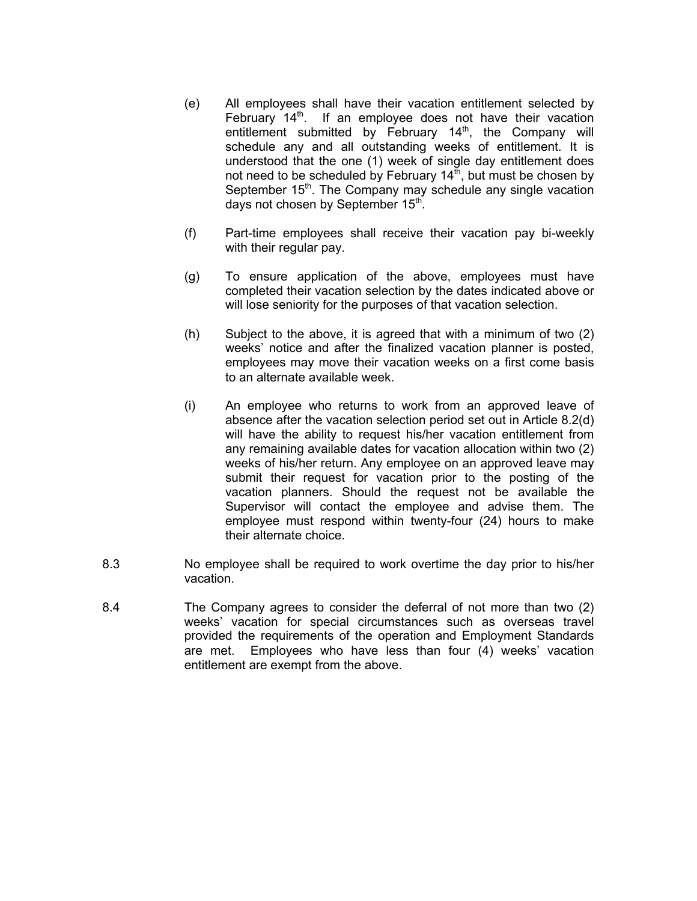(e) All employees shall have their vacation entitlement selected by February 14th. If an employee does not have their vacation entitlement submitted by February 14th, the Company will schedule any and all outstanding weeks of entitlement. It is understood that the one (1) week of single day entitlement does not need to be scheduled by February 14th, but must be chosen by September 15th. The Company may schedule any single vacation days not chosen by September 15th.

(f) Part-time employees shall receive their vacation pay bi-weekly with their regular pay.

(g) To ensure application of the above, employees must have completed their vacation selection by the dates indicated above or will lose seniority for the purposes of that vacation selection.

(h) Subject to the above, it is agreed that with a minimum of two (2) weeks' notice and after the finalized vacation planner is posted, employees may move their vacation weeks on a first come basis to an alternate available week.

(i) An employee who returns to work from an approved leave of absence after the vacation selection period set out in Article 8.2(d) will have the ability to request his/her vacation entitlement from any remaining available dates for vacation allocation within two (2) weeks of his/her return. Any employee on an approved leave may submit their request for vacation prior to the posting of the vacation planners. Should the request not be available the Supervisor will contact the employee and advise them. The employee must respond within twenty-four (24) hours to make their alternate choice.

8.3 No employee shall be required to work overtime the day prior to his/her vacation.

8.4 The Company agrees to consider the deferral of not more than two (2) weeks' vacation for special circumstances such as overseas travel provided the requirements of the operation and Employment Standards are met. Employees who have less than four (4) weeks' vacation entitlement are exempt from the above.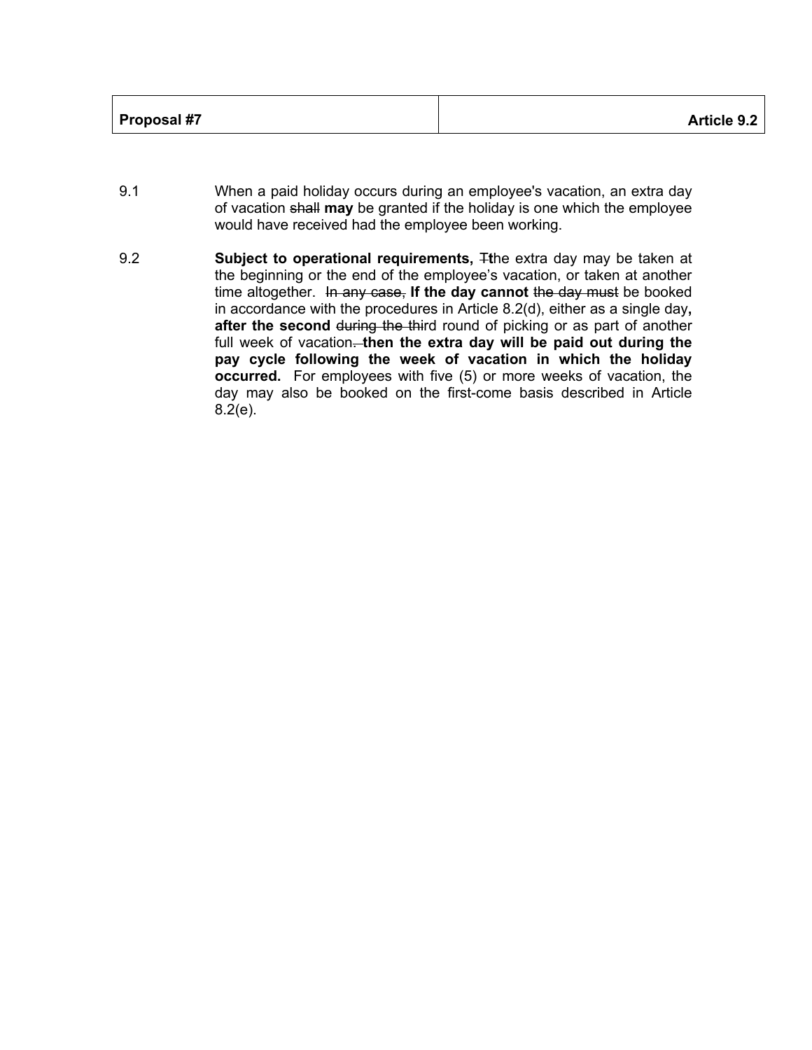| Proposal #7 | Article 9.2 |
|---|---|

9.1 When a paid holiday occurs during an employee's vacation, an extra day of vacation ~~shall~~ **may** be granted if the holiday is one which the employee would have received had the employee been working.

9.2 **Subject to operational requirements,** ~~T~~**t**he extra day may be taken at the beginning or the end of the employee's vacation, or taken at another time altogether. ~~In any case,~~ **If the day cannot** ~~the day must~~ be booked in accordance with the procedures in Article 8.2(d), either as a single day**, after the second** ~~during the thi~~rd round of picking or as part of another full week of vacation~~.~~ **then the extra day will be paid out during the pay cycle following the week of vacation in which the holiday occurred.** For employees with five (5) or more weeks of vacation, the day may also be booked on the first-come basis described in Article 8.2(e).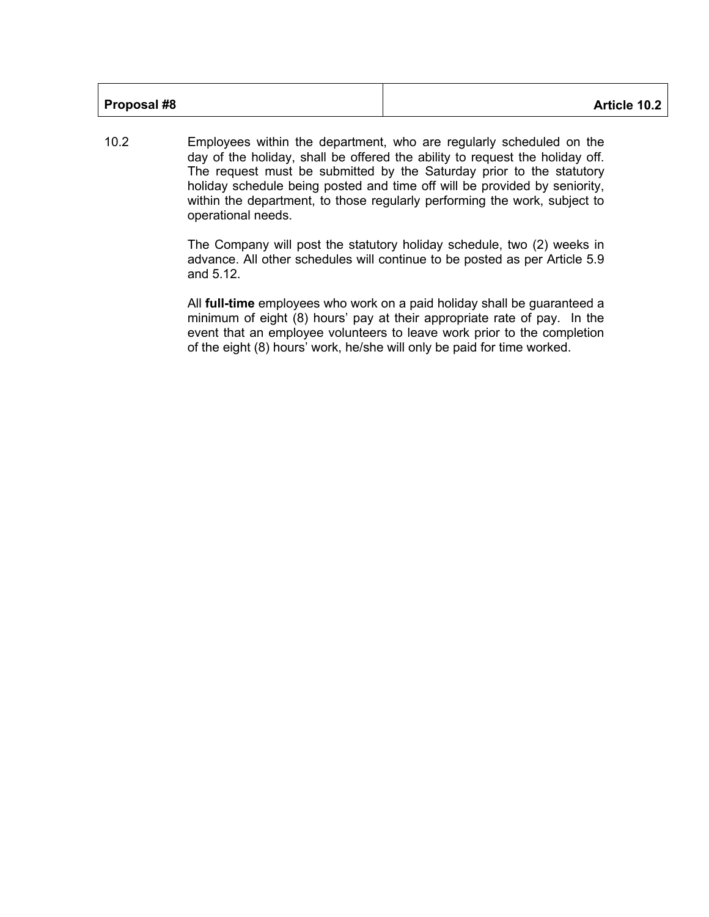| **Proposal #8** | **Article 10.2** |
| --- | --- |

10.2 Employees within the department, who are regularly scheduled on the day of the holiday, shall be offered the ability to request the holiday off. The request must be submitted by the Saturday prior to the statutory holiday schedule being posted and time off will be provided by seniority, within the department, to those regularly performing the work, subject to operational needs.

The Company will post the statutory holiday schedule, two (2) weeks in advance. All other schedules will continue to be posted as per Article 5.9 and 5.12.

All **full-time** employees who work on a paid holiday shall be guaranteed a minimum of eight (8) hours' pay at their appropriate rate of pay. In the event that an employee volunteers to leave work prior to the completion of the eight (8) hours' work, he/she will only be paid for time worked.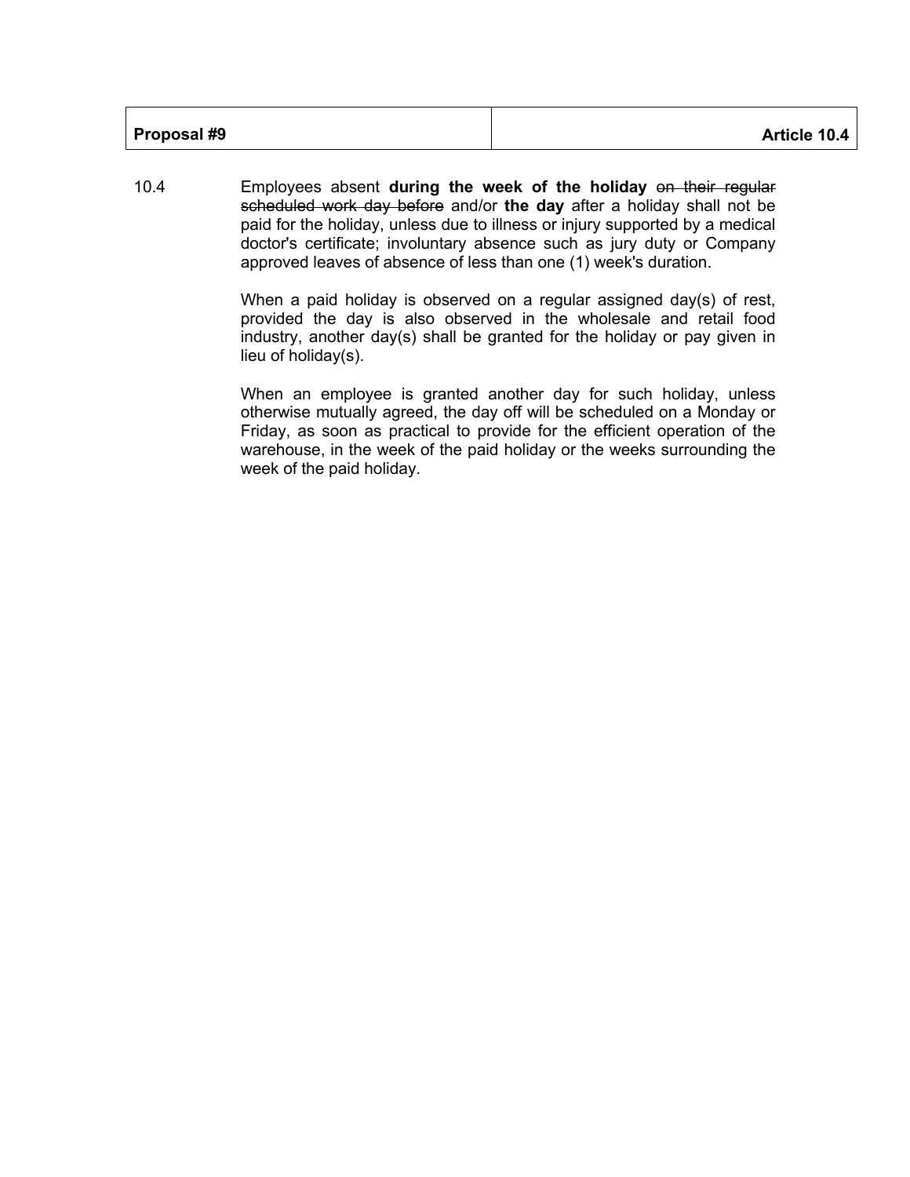| **Proposal #9** | **Article 10.4** |
| --- | --- |

10.4 Employees absent **during the week of the holiday** ~~on their regular scheduled work day before~~ and/or **the day** after a holiday shall not be paid for the holiday, unless due to illness or injury supported by a medical doctor's certificate; involuntary absence such as jury duty or Company approved leaves of absence of less than one (1) week's duration.

When a paid holiday is observed on a regular assigned day(s) of rest, provided the day is also observed in the wholesale and retail food industry, another day(s) shall be granted for the holiday or pay given in lieu of holiday(s).

When an employee is granted another day for such holiday, unless otherwise mutually agreed, the day off will be scheduled on a Monday or Friday, as soon as practical to provide for the efficient operation of the warehouse, in the week of the paid holiday or the weeks surrounding the week of the paid holiday.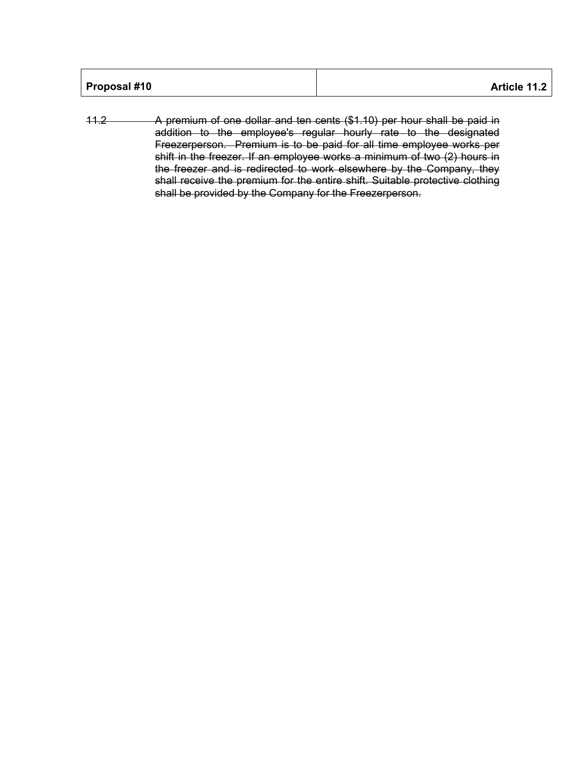| Proposal #10 | Article 11.2 |
|---|---|

~~11.2 A premium of one dollar and ten cents ($1.10) per hour shall be paid in addition to the employee's regular hourly rate to the designated Freezerperson. Premium is to be paid for all time employee works per shift in the freezer. If an employee works a minimum of two (2) hours in the freezer and is redirected to work elsewhere by the Company, they shall receive the premium for the entire shift. Suitable protective clothing shall be provided by the Company for the Freezerperson.~~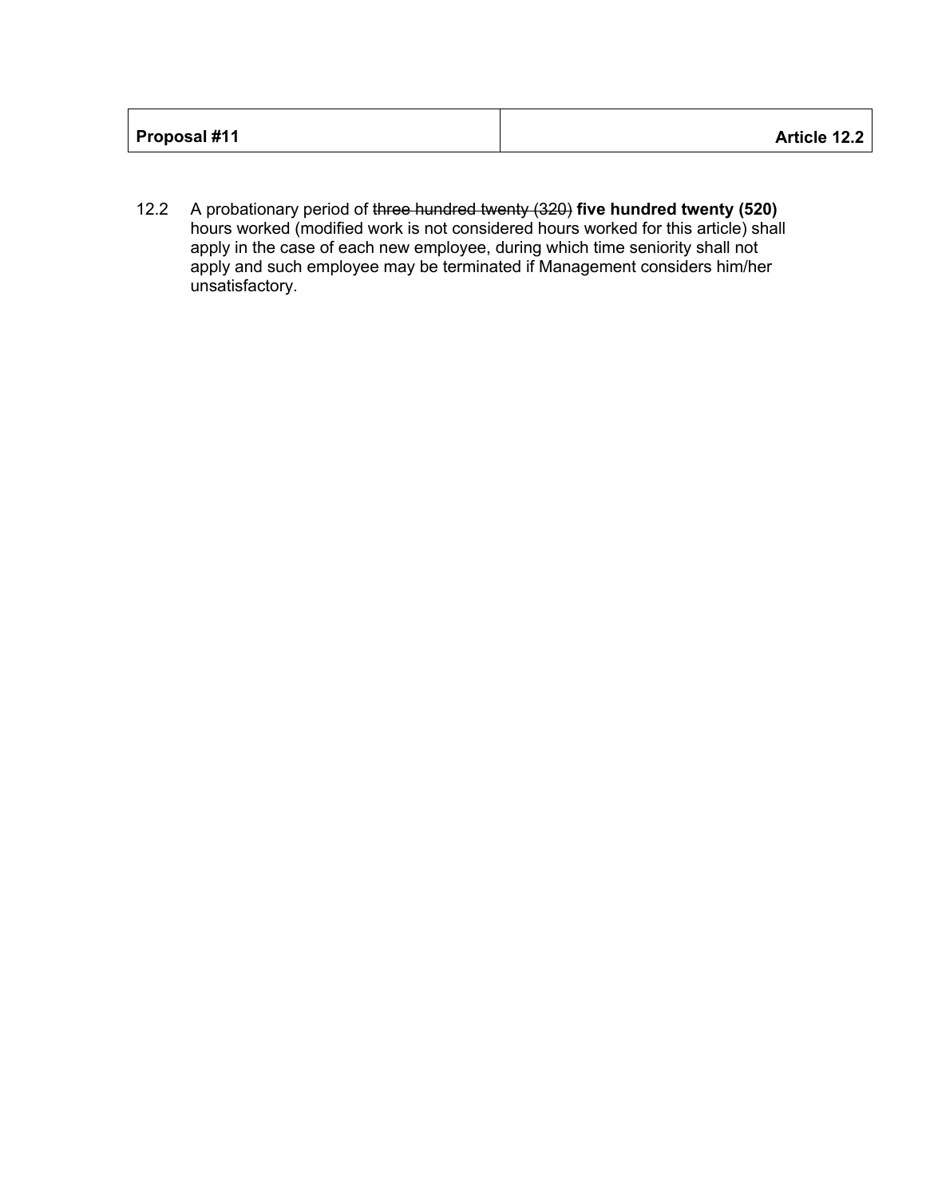| **Proposal #11** | **Article 12.2** |
|---|---|

12.2 A probationary period of ~~three hundred twenty (320)~~ **five hundred twenty (520)** hours worked (modified work is not considered hours worked for this article) shall apply in the case of each new employee, during which time seniority shall not apply and such employee may be terminated if Management considers him/her unsatisfactory.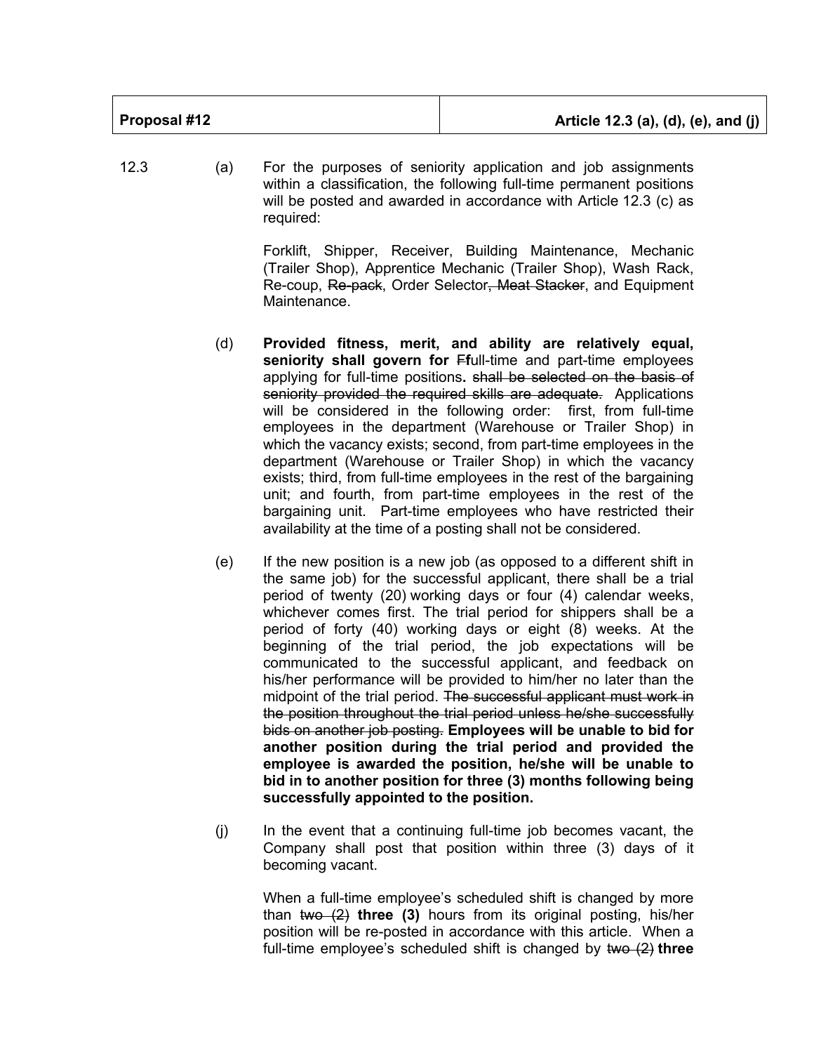| Proposal #12 | Article 12.3 (a), (d), (e), and (j) |
| --- | --- |

12.3 (a) For the purposes of seniority application and job assignments within a classification, the following full-time permanent positions will be posted and awarded in accordance with Article 12.3 (c) as required:

Forklift, Shipper, Receiver, Building Maintenance, Mechanic (Trailer Shop), Apprentice Mechanic (Trailer Shop), Wash Rack, Re-coup, ~~Re-pack~~, Order Selector~~, Meat Stacker~~, and Equipment Maintenance.

(d) **Provided fitness, merit, and ability are relatively equal, seniority shall govern for** ~~F~~**f**ull-time and part-time employees applying for full-time positions**.** ~~shall be selected on the basis of seniority provided the required skills are adequate.~~ Applications will be considered in the following order: first, from full-time employees in the department (Warehouse or Trailer Shop) in which the vacancy exists; second, from part-time employees in the department (Warehouse or Trailer Shop) in which the vacancy exists; third, from full-time employees in the rest of the bargaining unit; and fourth, from part-time employees in the rest of the bargaining unit. Part-time employees who have restricted their availability at the time of a posting shall not be considered.

(e) If the new position is a new job (as opposed to a different shift in the same job) for the successful applicant, there shall be a trial period of twenty (20) working days or four (4) calendar weeks, whichever comes first. The trial period for shippers shall be a period of forty (40) working days or eight (8) weeks. At the beginning of the trial period, the job expectations will be communicated to the successful applicant, and feedback on his/her performance will be provided to him/her no later than the midpoint of the trial period. ~~The successful applicant must work in the position throughout the trial period unless he/she successfully bids on another job posting.~~ **Employees will be unable to bid for another position during the trial period and provided the employee is awarded the position, he/she will be unable to bid in to another position for three (3) months following being successfully appointed to the position.**

(j) In the event that a continuing full-time job becomes vacant, the Company shall post that position within three (3) days of it becoming vacant.

When a full-time employee's scheduled shift is changed by more than ~~two (2)~~ **three (3)** hours from its original posting, his/her position will be re-posted in accordance with this article. When a full-time employee's scheduled shift is changed by ~~two (2)~~ **three**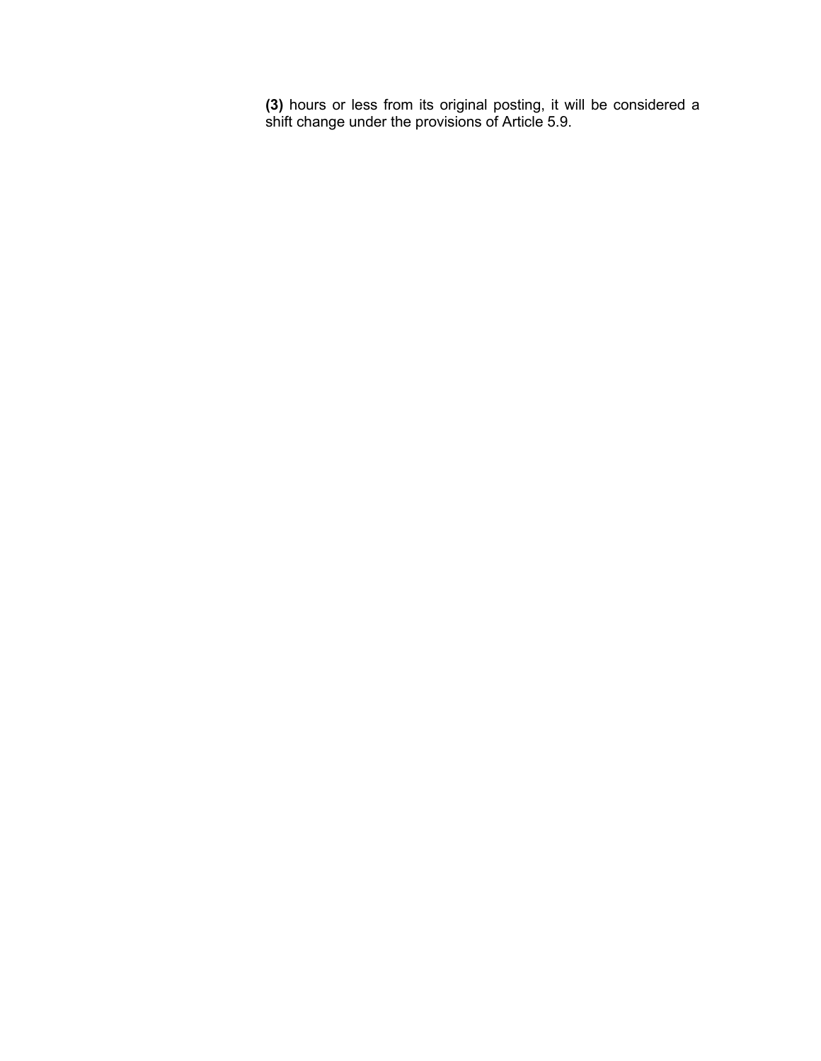**(3)** hours or less from its original posting, it will be considered a shift change under the provisions of Article 5.9.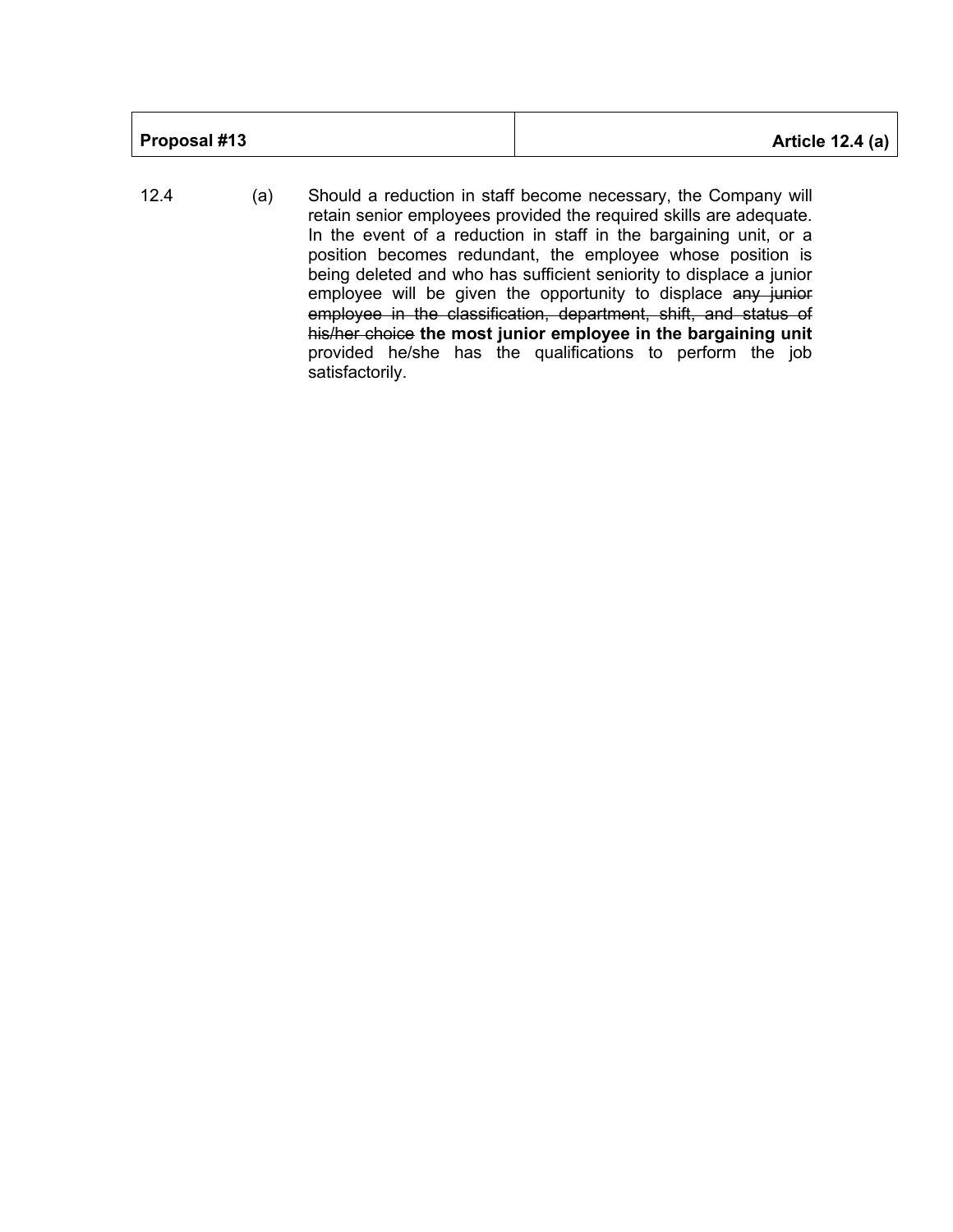| **Proposal #13** | **Article 12.4 (a)** |
|---|---|

12.4 (a) Should a reduction in staff become necessary, the Company will retain senior employees provided the required skills are adequate. In the event of a reduction in staff in the bargaining unit, or a position becomes redundant, the employee whose position is being deleted and who has sufficient seniority to displace a junior employee will be given the opportunity to displace ~~any junior employee in the classification, department, shift, and status of his/her choice~~ **the most junior employee in the bargaining unit** provided he/she has the qualifications to perform the job satisfactorily.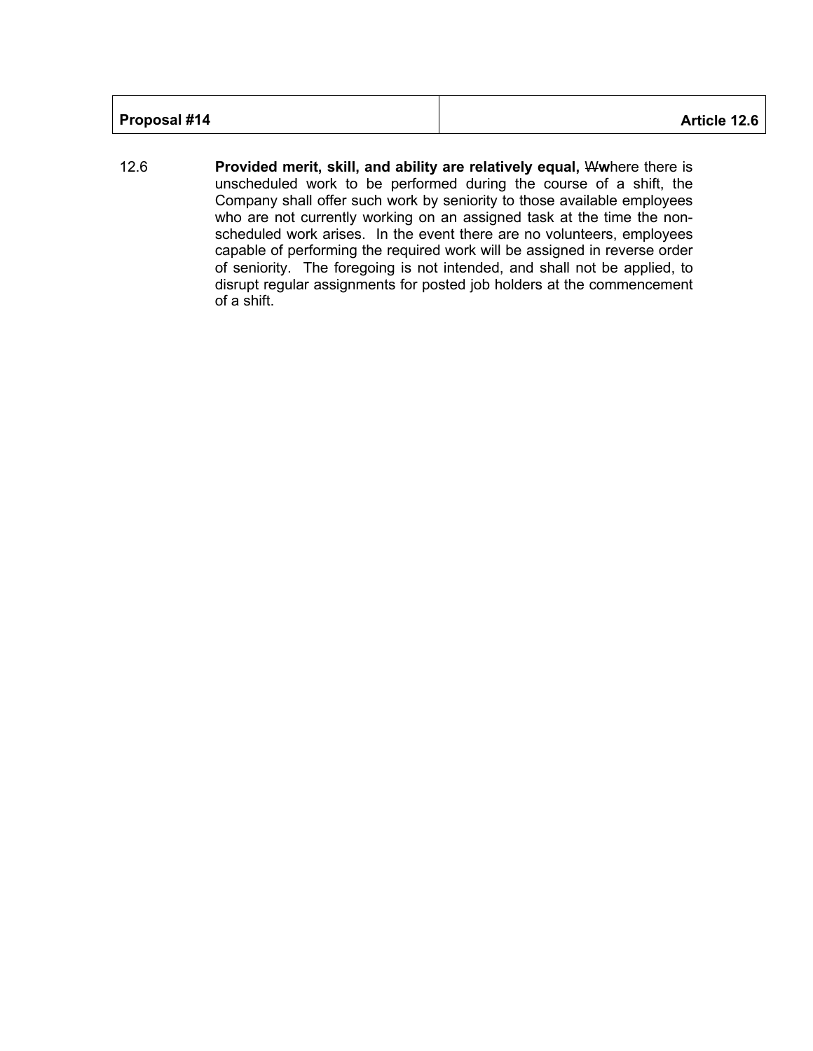| Proposal #14 | Article 12.6 |
|---|---|

12.6 **Provided merit, skill, and ability are relatively equal,** ~~W~~**w**here there is unscheduled work to be performed during the course of a shift, the Company shall offer such work by seniority to those available employees who are not currently working on an assigned task at the time the non-scheduled work arises. In the event there are no volunteers, employees capable of performing the required work will be assigned in reverse order of seniority. The foregoing is not intended, and shall not be applied, to disrupt regular assignments for posted job holders at the commencement of a shift.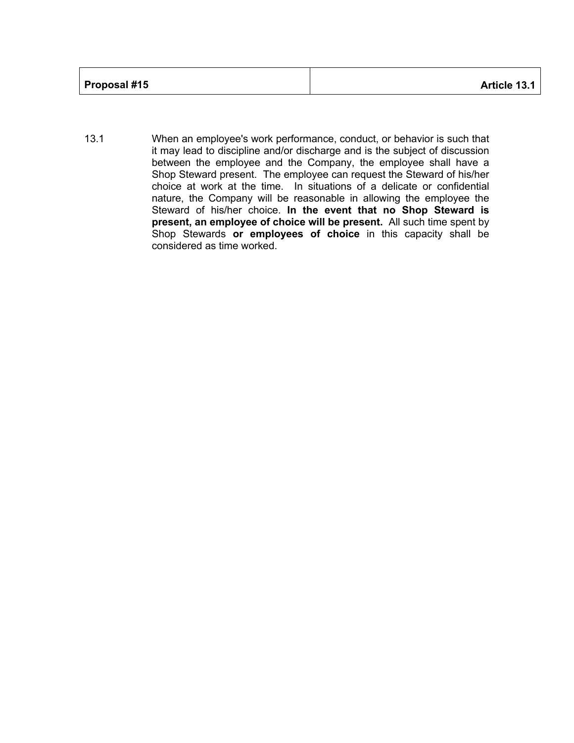| **Proposal #15** | **Article 13.1** |
| --- | --- |

13.1 When an employee's work performance, conduct, or behavior is such that it may lead to discipline and/or discharge and is the subject of discussion between the employee and the Company, the employee shall have a Shop Steward present. The employee can request the Steward of his/her choice at work at the time. In situations of a delicate or confidential nature, the Company will be reasonable in allowing the employee the Steward of his/her choice. **In the event that no Shop Steward is present, an employee of choice will be present.** All such time spent by Shop Stewards **or employees of choice** in this capacity shall be considered as time worked.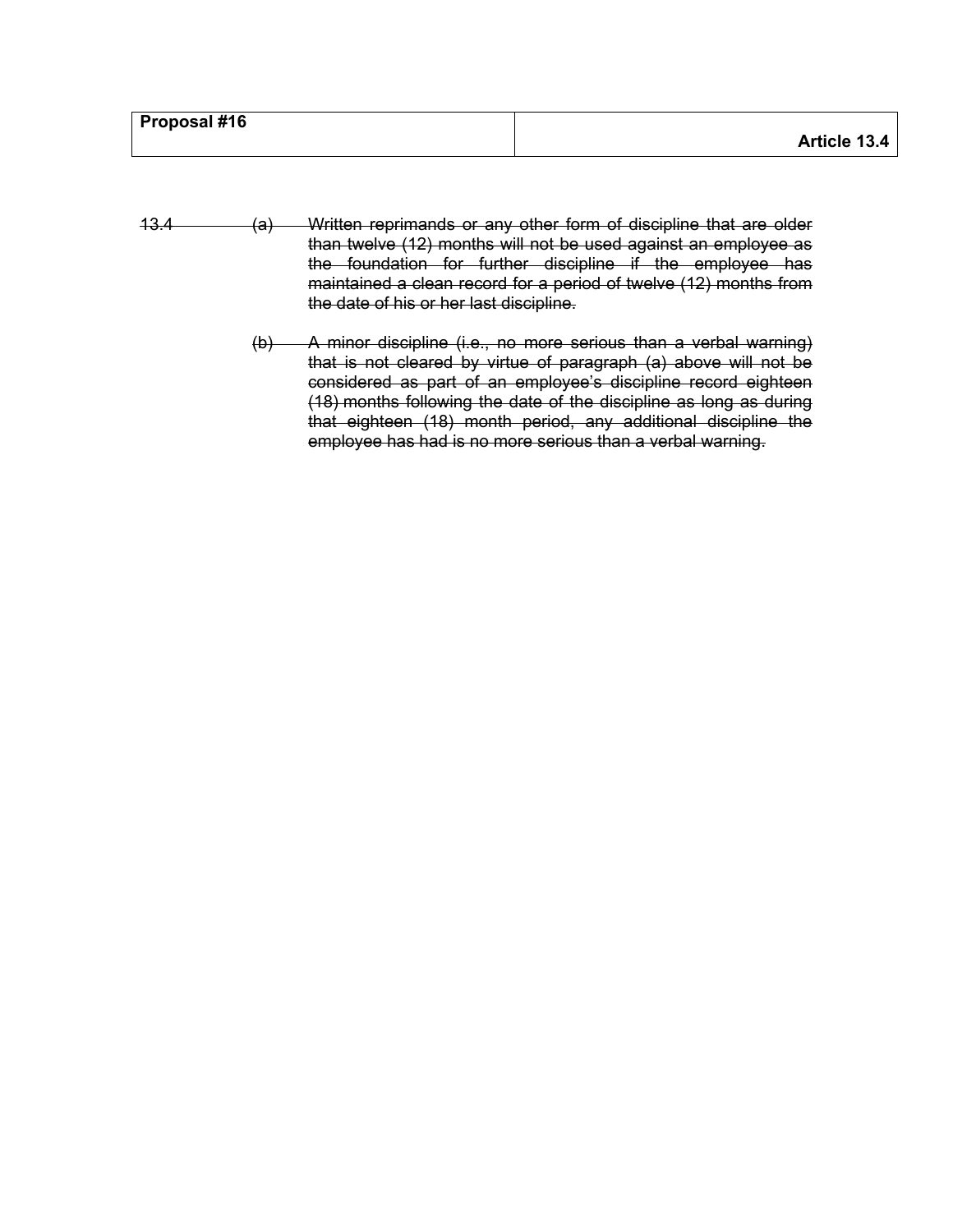| Proposal #16 | Article 13.4 |
| --- | --- |

~~13.4~~ ~~(a)~~ ~~Written reprimands or any other form of discipline that are older than twelve (12) months will not be used against an employee as the foundation for further discipline if the employee has maintained a clean record for a period of twelve (12) months from the date of his or her last discipline.~~

~~(b)~~ ~~A minor discipline (i.e., no more serious than a verbal warning) that is not cleared by virtue of paragraph (a) above will not be considered as part of an employee's discipline record eighteen (18) months following the date of the discipline as long as during that eighteen (18) month period, any additional discipline the employee has had is no more serious than a verbal warning.~~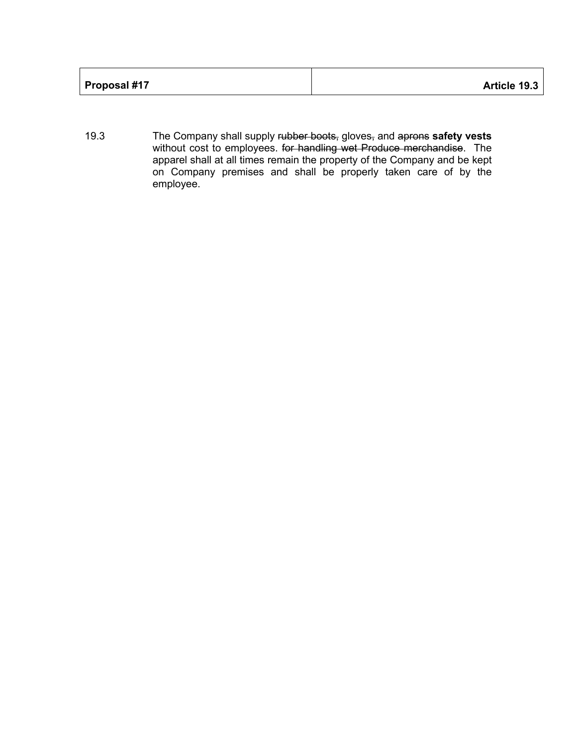| **Proposal #17** | **Article 19.3** |
|---|---|

19.3 The Company shall supply ~~rubber boots,~~ gloves~~,~~ and ~~aprons~~ **safety vests** without cost to employees. ~~for handling wet Produce merchandise~~. The apparel shall at all times remain the property of the Company and be kept on Company premises and shall be properly taken care of by the employee.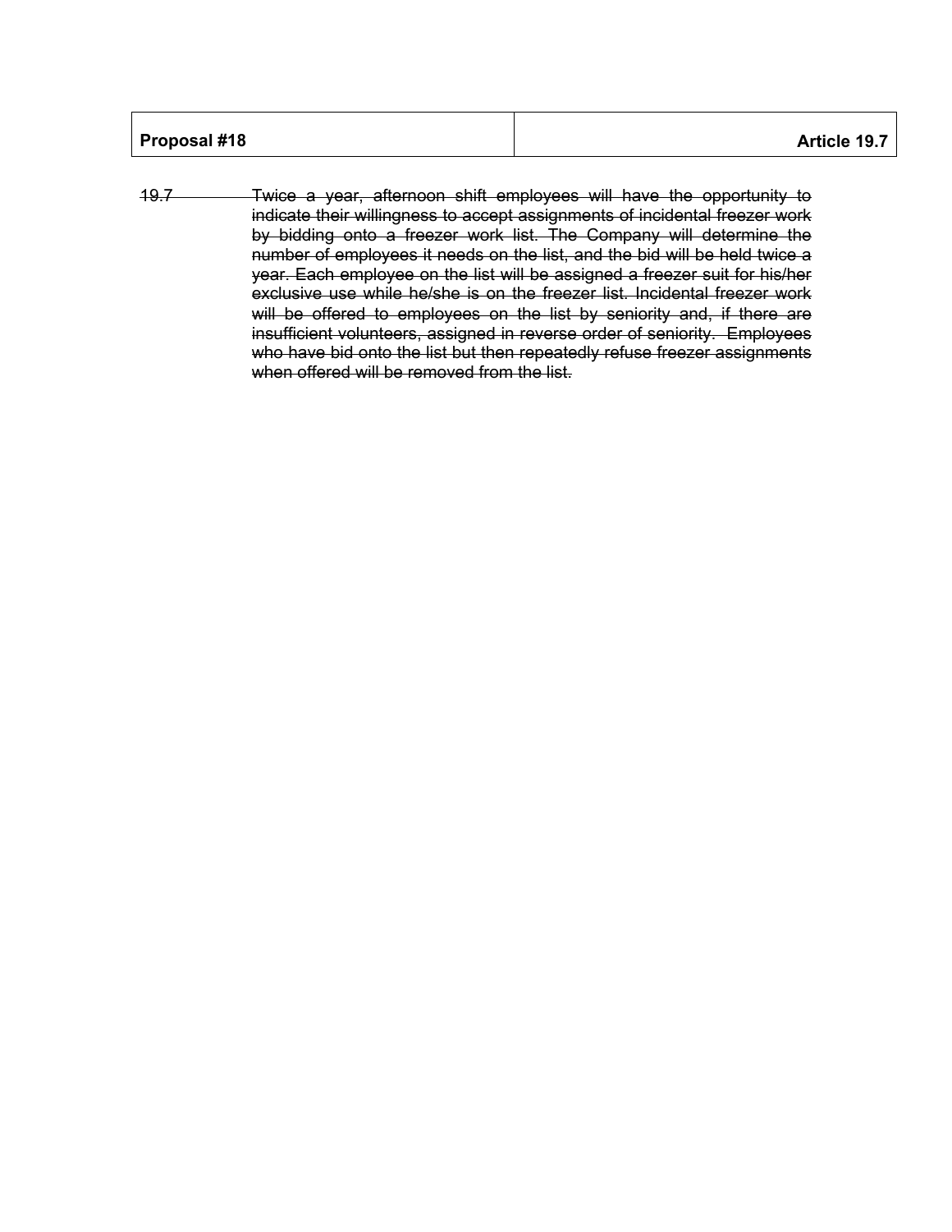| Proposal #18 | Article 19.7 |
| --- | --- |

~~19.7 Twice a year, afternoon shift employees will have the opportunity to indicate their willingness to accept assignments of incidental freezer work by bidding onto a freezer work list. The Company will determine the number of employees it needs on the list, and the bid will be held twice a year. Each employee on the list will be assigned a freezer suit for his/her exclusive use while he/she is on the freezer list. Incidental freezer work will be offered to employees on the list by seniority and, if there are insufficient volunteers, assigned in reverse order of seniority. Employees who have bid onto the list but then repeatedly refuse freezer assignments when offered will be removed from the list.~~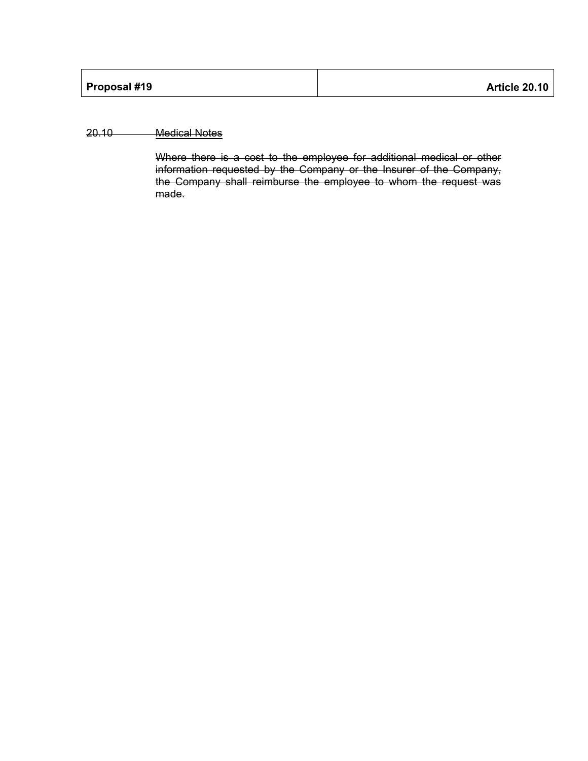| **Proposal #19** | **Article 20.10** |
|---|---|

~~20.10 Medical Notes~~

~~Where there is a cost to the employee for additional medical or other information requested by the Company or the Insurer of the Company, the Company shall reimburse the employee to whom the request was made.~~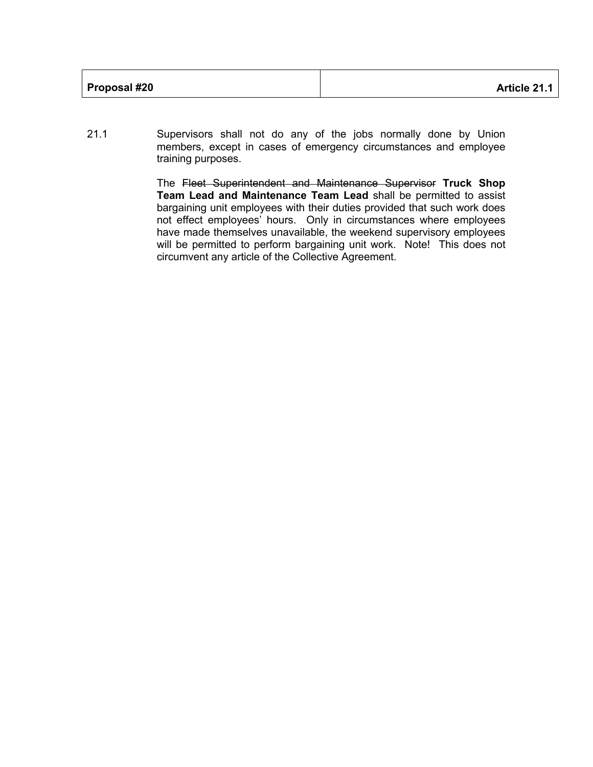| **Proposal #20** | **Article 21.1** |
|---|---|

21.1 Supervisors shall not do any of the jobs normally done by Union members, except in cases of emergency circumstances and employee training purposes.

The ~~Fleet Superintendent and Maintenance Supervisor~~ **Truck Shop Team Lead and Maintenance Team Lead** shall be permitted to assist bargaining unit employees with their duties provided that such work does not effect employees' hours. Only in circumstances where employees have made themselves unavailable, the weekend supervisory employees will be permitted to perform bargaining unit work. Note! This does not circumvent any article of the Collective Agreement.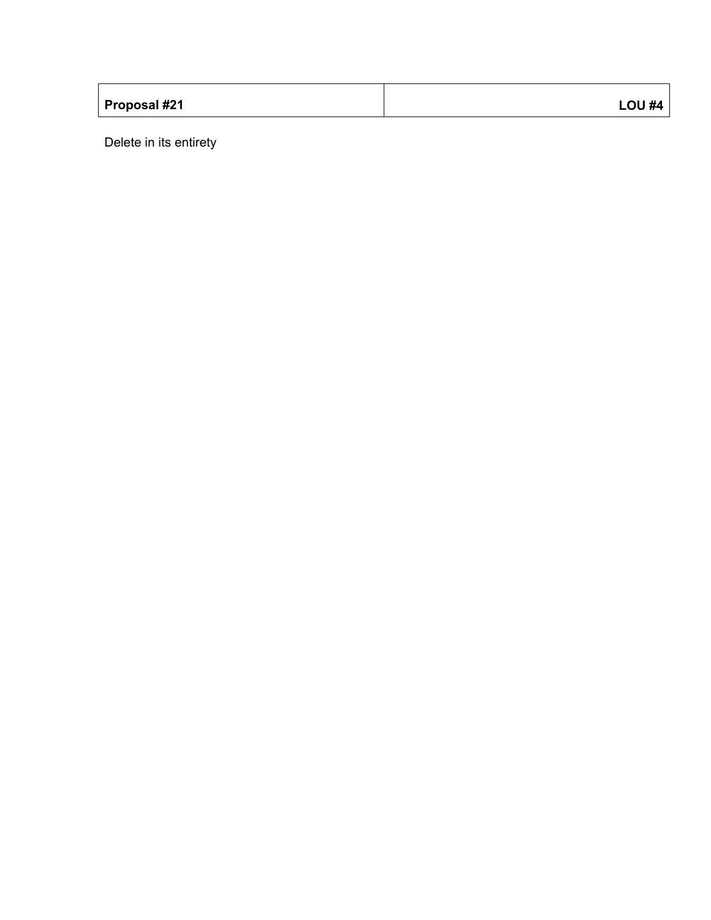| **Proposal #21** | **LOU #4** |
| --- | --- |

Delete in its entirety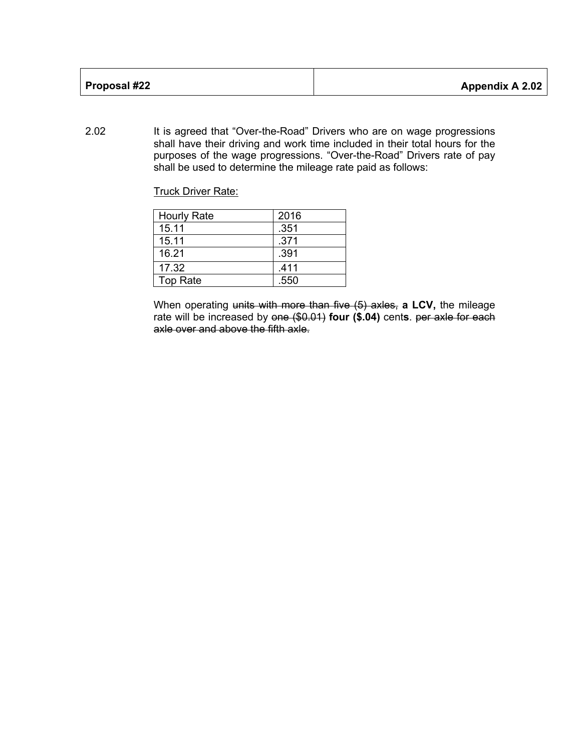| **Proposal #22** | **Appendix A 2.02** |
|---|---|

2.02 It is agreed that "Over-the-Road" Drivers who are on wage progressions shall have their driving and work time included in their total hours for the purposes of the wage progressions. "Over-the-Road" Drivers rate of pay shall be used to determine the mileage rate paid as follows:

<u>Truck Driver Rate:</u>

| Hourly Rate | 2016 |
|---|---|
| 15.11 | .351 |
| 15.11 | .371 |
| 16.21 | .391 |
| 17.32 | .411 |
| Top Rate | .550 |

When operating ~~units with more than five (5) axles,~~ **a LCV,** the mileage rate will be increased by ~~one ($0.01)~~ **four ($.04)** cent**s**. ~~per axle for each axle over and above the fifth axle.~~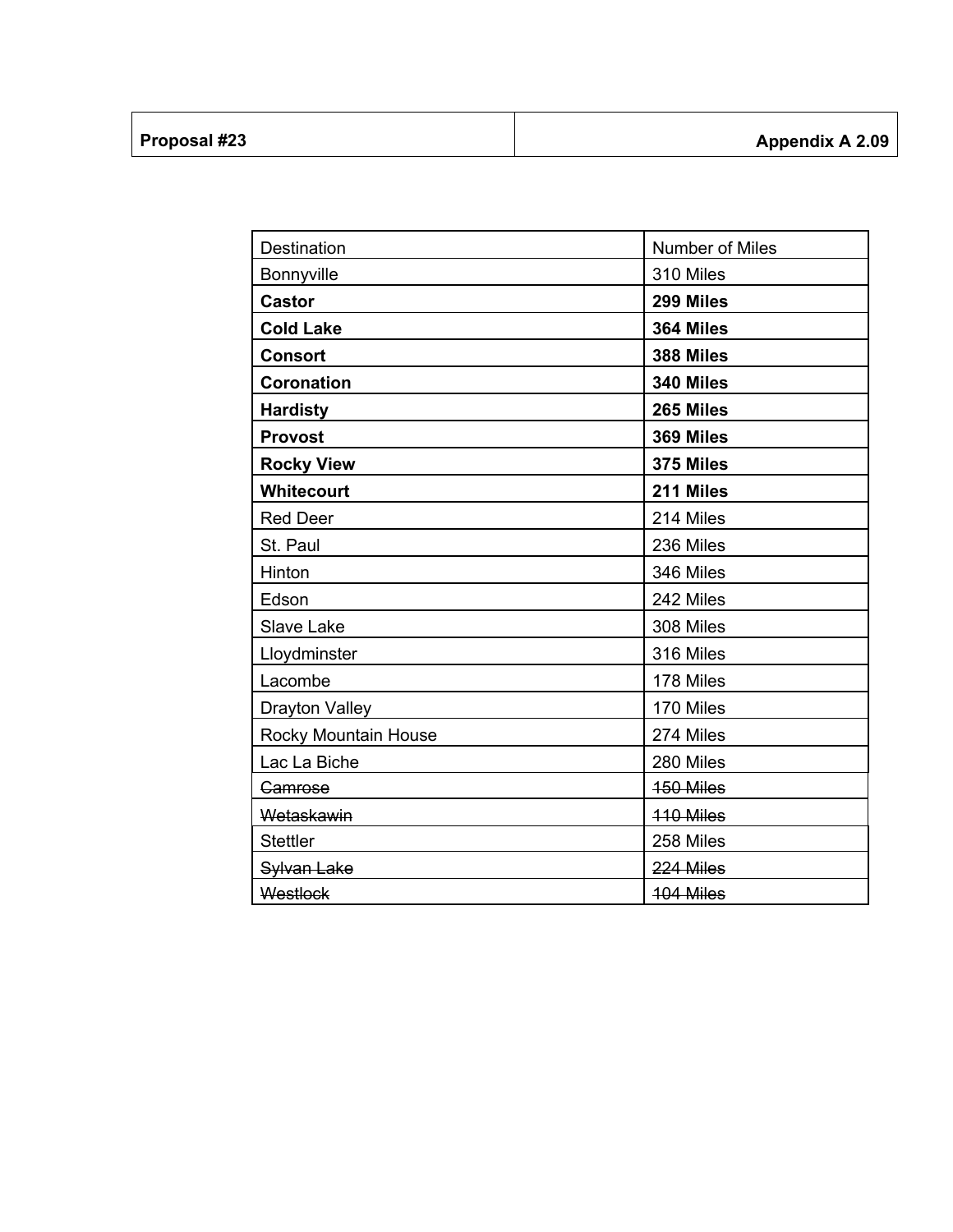| **Proposal #23** | **Appendix A 2.09** |
|---|---|

| Destination | Number of Miles |
|---|---|
| Bonnyville | 310 Miles |
| **Castor** | **299 Miles** |
| **Cold Lake** | **364 Miles** |
| **Consort** | **388 Miles** |
| **Coronation** | **340 Miles** |
| **Hardisty** | **265 Miles** |
| **Provost** | **369 Miles** |
| **Rocky View** | **375 Miles** |
| **Whitecourt** | **211 Miles** |
| Red Deer | 214 Miles |
| St. Paul | 236 Miles |
| Hinton | 346 Miles |
| Edson | 242 Miles |
| Slave Lake | 308 Miles |
| Lloydminster | 316 Miles |
| Lacombe | 178 Miles |
| Drayton Valley | 170 Miles |
| Rocky Mountain House | 274 Miles |
| Lac La Biche | 280 Miles |
| ~~Camrose~~ | ~~150 Miles~~ |
| ~~Wetaskawin~~ | ~~110 Miles~~ |
| Stettler | 258 Miles |
| ~~Sylvan Lake~~ | ~~224 Miles~~ |
| ~~Westlock~~ | ~~104 Miles~~ |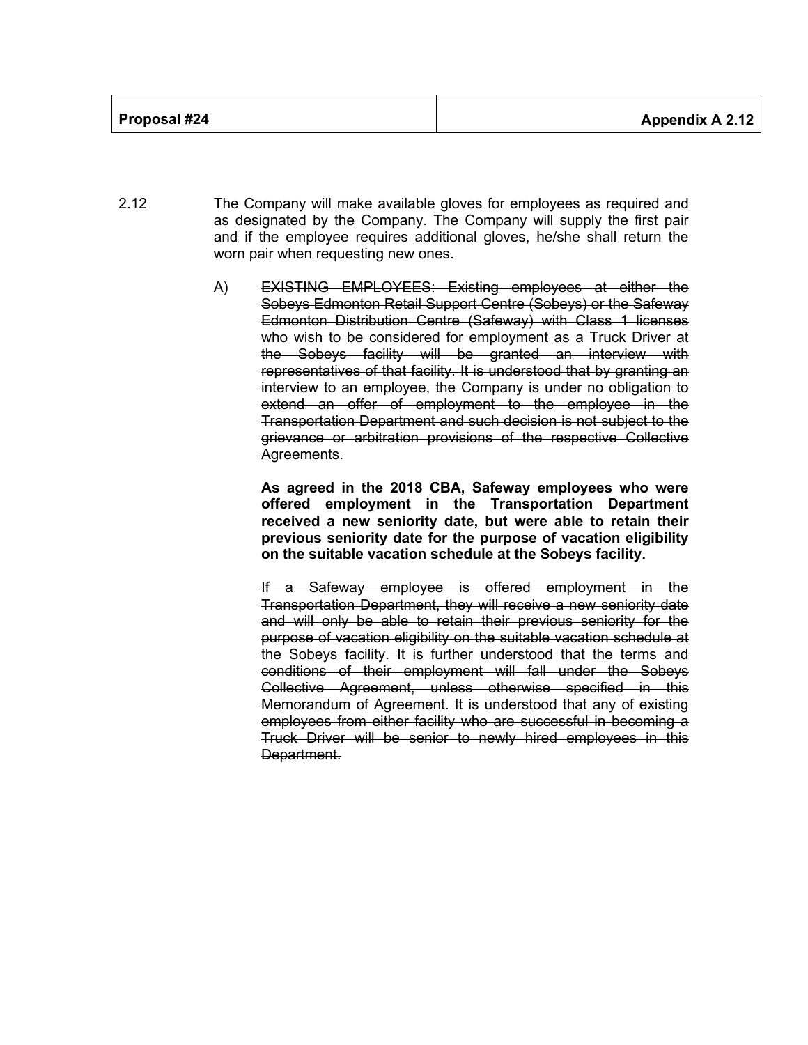| Proposal #24 | Appendix A 2.12 |
|---|---|

2.12 The Company will make available gloves for employees as required and as designated by the Company. The Company will supply the first pair and if the employee requires additional gloves, he/she shall return the worn pair when requesting new ones.

A) ~~EXISTING EMPLOYEES: Existing employees at either the Sobeys Edmonton Retail Support Centre (Sobeys) or the Safeway Edmonton Distribution Centre (Safeway) with Class 1 licenses who wish to be considered for employment as a Truck Driver at the Sobeys facility will be granted an interview with representatives of that facility. It is understood that by granting an interview to an employee, the Company is under no obligation to extend an offer of employment to the employee in the Transportation Department and such decision is not subject to the grievance or arbitration provisions of the respective Collective Agreements.~~

**As agreed in the 2018 CBA, Safeway employees who were offered employment in the Transportation Department received a new seniority date, but were able to retain their previous seniority date for the purpose of vacation eligibility on the suitable vacation schedule at the Sobeys facility.**

~~If a Safeway employee is offered employment in the Transportation Department, they will receive a new seniority date and will only be able to retain their previous seniority for the purpose of vacation eligibility on the suitable vacation schedule at the Sobeys facility. It is further understood that the terms and conditions of their employment will fall under the Sobeys Collective Agreement, unless otherwise specified in this Memorandum of Agreement. It is understood that any of existing employees from either facility who are successful in becoming a Truck Driver will be senior to newly hired employees in this Department.~~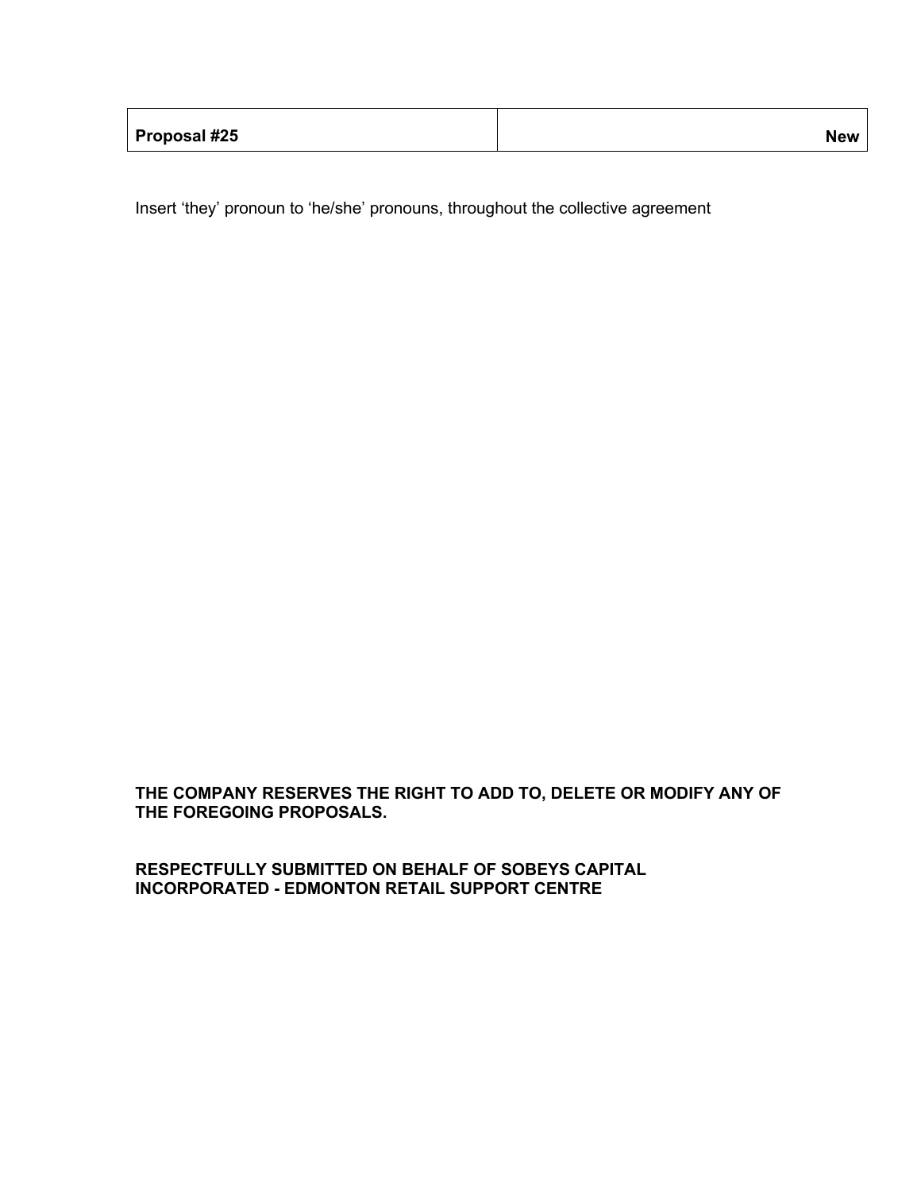| | |
|---|---|
| **Proposal #25** | **New** |

Insert ‘they’ pronoun to ‘he/she’ pronouns, throughout the collective agreement

**THE COMPANY RESERVES THE RIGHT TO ADD TO, DELETE OR MODIFY ANY OF THE FOREGOING PROPOSALS.**

**RESPECTFULLY SUBMITTED ON BEHALF OF SOBEYS CAPITAL INCORPORATED - EDMONTON RETAIL SUPPORT CENTRE**